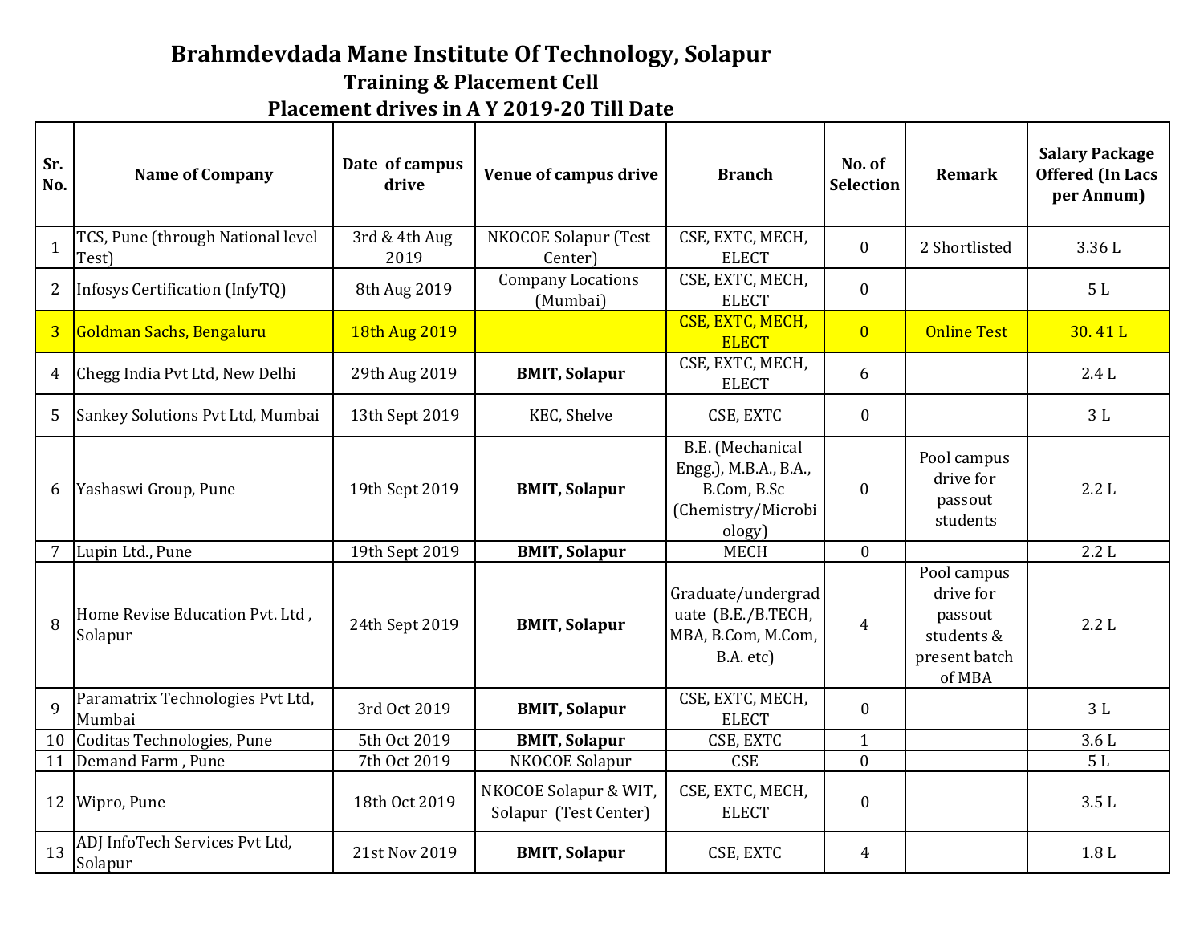# Brahmdevdada Mane Institute Of Technology, Solapur

## Training & Placement Cell

## Placement drives in A Y 2019-20 Till Date

| Sr. No. | Name of Company | Date of campus drive | Venue of campus drive | Branch | No. of Selection | Remark | Salary Package Offered (In Lacs per Annum) |
|---|---|---|---|---|---|---|---|
| 1 | TCS, Pune (through National level Test) | 3rd & 4th Aug 2019 | NKOCOE Solapur (Test Center) | CSE, EXTC, MECH, ELECT | 0 | 2 Shortlisted | 3.36 L |
| 2 | Infosys Certification (InfyTQ) | 8th Aug 2019 | Company Locations (Mumbai) | CSE, EXTC, MECH, ELECT | 0 | | 5 L |
| 3 | Goldman Sachs, Bengaluru | 18th Aug 2019 | | CSE, EXTC, MECH, ELECT | 0 | Online Test | 30. 41 L |
| 4 | Chegg India Pvt Ltd, New Delhi | 29th Aug 2019 | **BMIT, Solapur** | CSE, EXTC, MECH, ELECT | 6 | | 2.4 L |
| 5 | Sankey Solutions Pvt Ltd, Mumbai | 13th Sept 2019 | KEC, Shelve | CSE, EXTC | 0 | | 3 L |
| 6 | Yashaswi Group, Pune | 19th Sept 2019 | **BMIT, Solapur** | B.E. (Mechanical Engg.), M.B.A., B.A., B.Com, B.Sc (Chemistry/Microbiology) | 0 | Pool campus drive for passout students | 2.2 L |
| 7 | Lupin Ltd., Pune | 19th Sept 2019 | **BMIT, Solapur** | MECH | 0 | | 2.2 L |
| 8 | Home Revise Education Pvt. Ltd , Solapur | 24th Sept 2019 | **BMIT, Solapur** | Graduate/undergraduate (B.E./B.TECH, MBA, B.Com, M.Com, B.A. etc) | 4 | Pool campus drive for passout students & present batch of MBA | 2.2 L |
| 9 | Paramatrix Technologies Pvt Ltd, Mumbai | 3rd Oct 2019 | **BMIT, Solapur** | CSE, EXTC, MECH, ELECT | 0 | | 3 L |
| 10 | Coditas Technologies, Pune | 5th Oct 2019 | **BMIT, Solapur** | CSE, EXTC | 1 | | 3.6 L |
| 11 | Demand Farm , Pune | 7th Oct 2019 | NKOCOE Solapur | CSE | 0 | | 5 L |
| 12 | Wipro, Pune | 18th Oct 2019 | NKOCOE Solapur & WIT, Solapur (Test Center) | CSE, EXTC, MECH, ELECT | 0 | | 3.5 L |
| 13 | ADJ InfoTech Services Pvt Ltd, Solapur | 21st Nov 2019 | **BMIT, Solapur** | CSE, EXTC | 4 | | 1.8 L |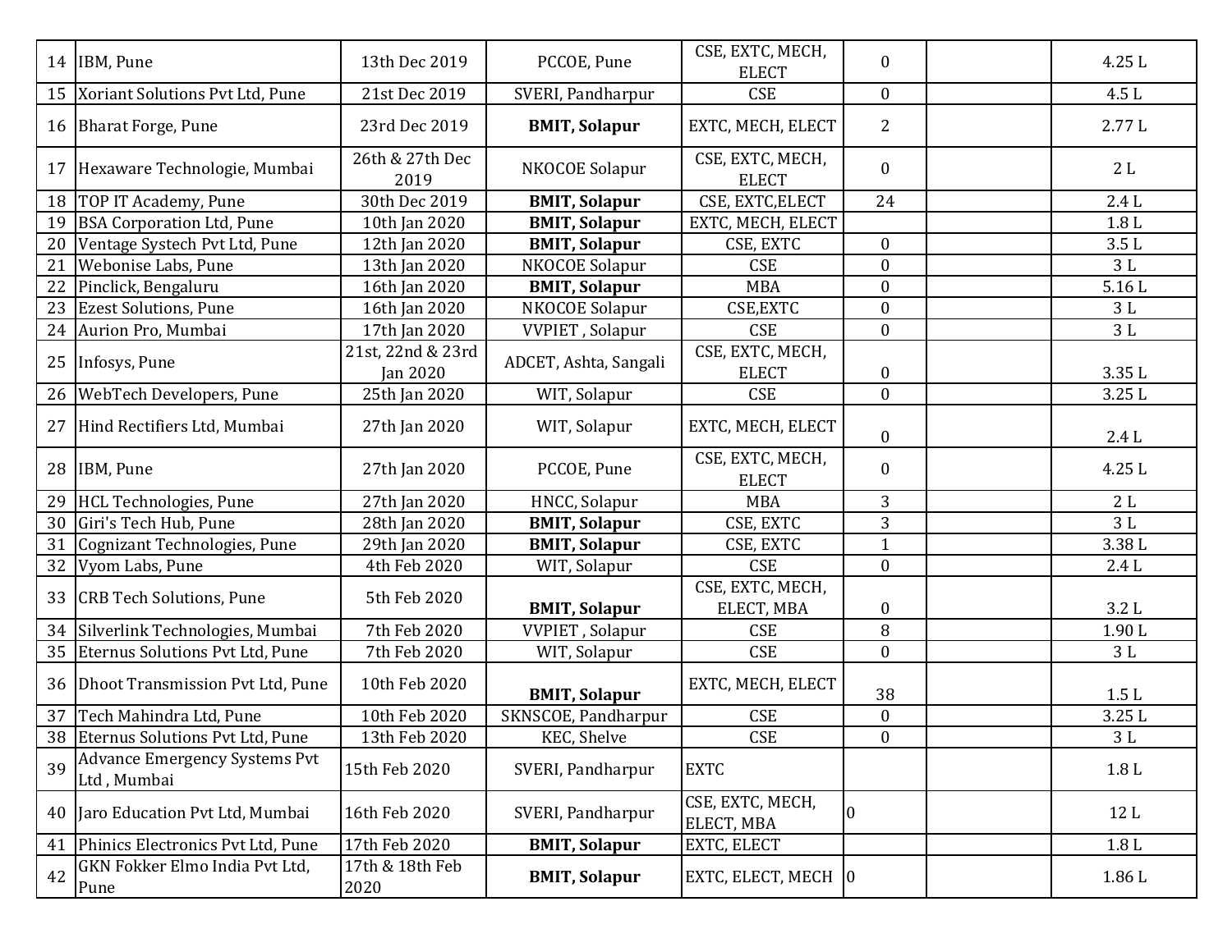| | | | | | | | |
|---|---|---|---|---|---|---|---|
| 14 | IBM, Pune | 13th Dec 2019 | PCCOE, Pune | CSE, EXTC, MECH, ELECT | 0 | | 4.25 L |
| 15 | Xoriant Solutions Pvt Ltd, Pune | 21st Dec 2019 | SVERI, Pandharpur | CSE | 0 | | 4.5 L |
| 16 | Bharat Forge, Pune | 23rd Dec 2019 | **BMIT, Solapur** | EXTC, MECH, ELECT | 2 | | 2.77 L |
| 17 | Hexaware Technologie, Mumbai | 26th & 27th Dec 2019 | NKOCOE Solapur | CSE, EXTC, MECH, ELECT | 0 | | 2 L |
| 18 | TOP IT Academy, Pune | 30th Dec 2019 | **BMIT, Solapur** | CSE, EXTC,ELECT | 24 | | 2.4 L |
| 19 | BSA Corporation Ltd, Pune | 10th Jan 2020 | **BMIT, Solapur** | EXTC, MECH, ELECT | | | 1.8 L |
| 20 | Ventage Systech Pvt Ltd, Pune | 12th Jan 2020 | **BMIT, Solapur** | CSE, EXTC | 0 | | 3.5 L |
| 21 | Webonise Labs, Pune | 13th Jan 2020 | NKOCOE Solapur | CSE | 0 | | 3 L |
| 22 | Pinclick, Bengaluru | 16th Jan 2020 | **BMIT, Solapur** | MBA | 0 | | 5.16 L |
| 23 | Ezest Solutions, Pune | 16th Jan 2020 | NKOCOE Solapur | CSE,EXTC | 0 | | 3 L |
| 24 | Aurion Pro, Mumbai | 17th Jan 2020 | VVPIET , Solapur | CSE | 0 | | 3 L |
| 25 | Infosys, Pune | 21st, 22nd & 23rd Jan 2020 | ADCET, Ashta, Sangali | CSE, EXTC, MECH, ELECT | 0 | | 3.35 L |
| 26 | WebTech Developers, Pune | 25th Jan 2020 | WIT, Solapur | CSE | 0 | | 3.25 L |
| 27 | Hind Rectifiers Ltd, Mumbai | 27th Jan 2020 | WIT, Solapur | EXTC, MECH, ELECT | 0 | | 2.4 L |
| 28 | IBM, Pune | 27th Jan 2020 | PCCOE, Pune | CSE, EXTC, MECH, ELECT | 0 | | 4.25 L |
| 29 | HCL Technologies, Pune | 27th Jan 2020 | HNCC, Solapur | MBA | 3 | | 2 L |
| 30 | Giri's Tech Hub, Pune | 28th Jan 2020 | **BMIT, Solapur** | CSE, EXTC | 3 | | 3 L |
| 31 | Cognizant Technologies, Pune | 29th Jan 2020 | **BMIT, Solapur** | CSE, EXTC | 1 | | 3.38 L |
| 32 | Vyom Labs, Pune | 4th Feb 2020 | WIT, Solapur | CSE | 0 | | 2.4 L |
| 33 | CRB Tech Solutions, Pune | 5th Feb 2020 | **BMIT, Solapur** | CSE, EXTC, MECH, ELECT, MBA | 0 | | 3.2 L |
| 34 | Silverlink Technologies, Mumbai | 7th Feb 2020 | VVPIET , Solapur | CSE | 8 | | 1.90 L |
| 35 | Eternus Solutions Pvt Ltd, Pune | 7th Feb 2020 | WIT, Solapur | CSE | 0 | | 3 L |
| 36 | Dhoot Transmission Pvt Ltd, Pune | 10th Feb 2020 | **BMIT, Solapur** | EXTC, MECH, ELECT | 38 | | 1.5 L |
| 37 | Tech Mahindra Ltd, Pune | 10th Feb 2020 | SKNSCOE, Pandharpur | CSE | 0 | | 3.25 L |
| 38 | Eternus Solutions Pvt Ltd, Pune | 13th Feb 2020 | KEC, Shelve | CSE | 0 | | 3 L |
| 39 | Advance Emergency Systems Pvt Ltd , Mumbai | 15th Feb 2020 | SVERI, Pandharpur | EXTC | | | 1.8 L |
| 40 | Jaro Education Pvt Ltd, Mumbai | 16th Feb 2020 | SVERI, Pandharpur | CSE, EXTC, MECH, ELECT, MBA | 0 | | 12 L |
| 41 | Phinics Electronics Pvt Ltd, Pune | 17th Feb 2020 | **BMIT, Solapur** | EXTC, ELECT | | | 1.8 L |
| 42 | GKN Fokker Elmo India Pvt Ltd, Pune | 17th & 18th Feb 2020 | **BMIT, Solapur** | EXTC, ELECT, MECH | 0 | | 1.86 L |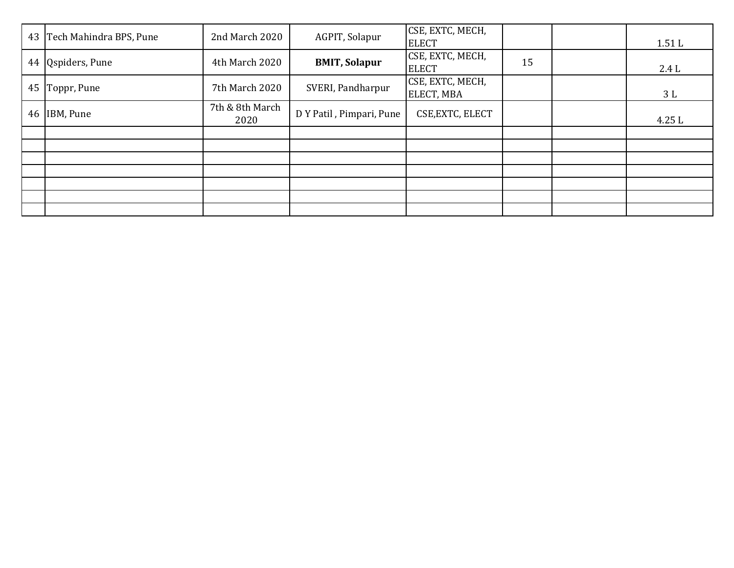| | | | | | | | |
|---|---|---|---|---|---|---|---|
| 43 | Tech Mahindra BPS, Pune | 2nd March 2020 | AGPIT, Solapur | CSE, EXTC, MECH, ELECT | | | 1.51 L |
| 44 | Qspiders, Pune | 4th March 2020 | **BMIT, Solapur** | CSE, EXTC, MECH, ELECT | 15 | | 2.4 L |
| 45 | Toppr, Pune | 7th March 2020 | SVERI, Pandharpur | CSE, EXTC, MECH, ELECT, MBA | | | 3 L |
| 46 | IBM, Pune | 7th & 8th March 2020 | D Y Patil , Pimpari, Pune | CSE,EXTC, ELECT | | | 4.25 L |
| | | | | | | | |
| | | | | | | | |
| | | | | | | | |
| | | | | | | | |
| | | | | | | | |
| | | | | | | | |
| | | | | | | | |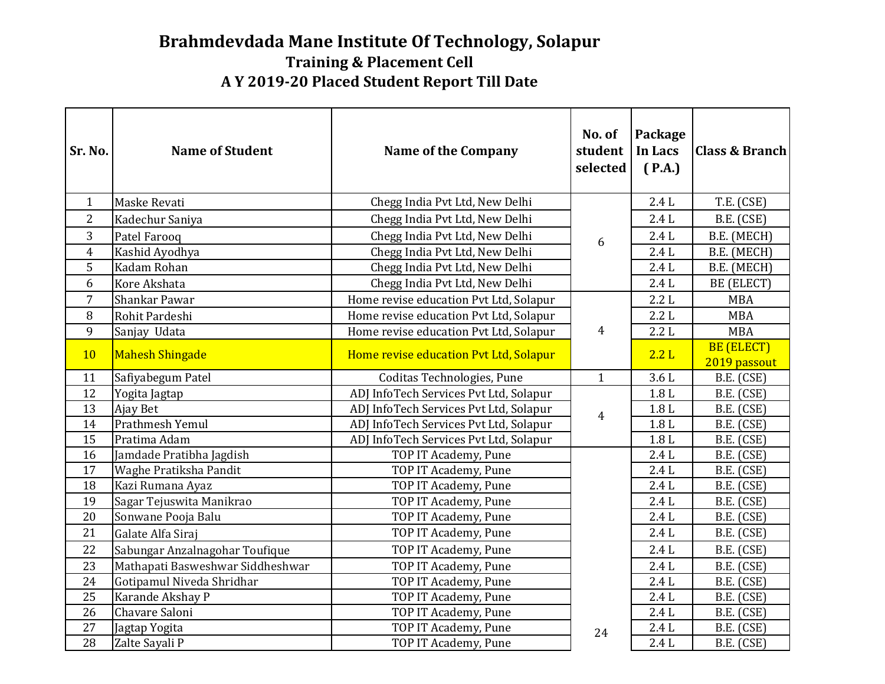# Brahmdevdada Mane Institute Of Technology, Solapur

## Training & Placement Cell

### A Y 2019-20 Placed Student Report Till Date

| Sr. No. | Name of Student | Name of the Company | No. of student selected | Package In Lacs ( P.A.) | Class & Branch |
|---|---|---|---|---|---|
| 1 | Maske Revati | Chegg India Pvt Ltd, New Delhi | 6 | 2.4 L | T.E. (CSE) |
| 2 | Kadechur Saniya | Chegg India Pvt Ltd, New Delhi | | 2.4 L | B.E. (CSE) |
| 3 | Patel Farooq | Chegg India Pvt Ltd, New Delhi | | 2.4 L | B.E. (MECH) |
| 4 | Kashid Ayodhya | Chegg India Pvt Ltd, New Delhi | | 2.4 L | B.E. (MECH) |
| 5 | Kadam Rohan | Chegg India Pvt Ltd, New Delhi | | 2.4 L | B.E. (MECH) |
| 6 | Kore Akshata | Chegg India Pvt Ltd, New Delhi | | 2.4 L | BE (ELECT) |
| 7 | Shankar Pawar | Home revise education Pvt Ltd, Solapur | 4 | 2.2 L | MBA |
| 8 | Rohit Pardeshi | Home revise education Pvt Ltd, Solapur | | 2.2 L | MBA |
| 9 | Sanjay Udata | Home revise education Pvt Ltd, Solapur | | 2.2 L | MBA |
| 10 | Mahesh Shingade | Home revise education Pvt Ltd, Solapur | | 2.2 L | BE (ELECT) 2019 passout |
| 11 | Safiyabegum Patel | Coditas Technologies, Pune | 1 | 3.6 L | B.E. (CSE) |
| 12 | Yogita Jagtap | ADJ InfoTech Services Pvt Ltd, Solapur | 4 | 1.8 L | B.E. (CSE) |
| 13 | Ajay Bet | ADJ InfoTech Services Pvt Ltd, Solapur | | 1.8 L | B.E. (CSE) |
| 14 | Prathmesh Yemul | ADJ InfoTech Services Pvt Ltd, Solapur | | 1.8 L | B.E. (CSE) |
| 15 | Pratima Adam | ADJ InfoTech Services Pvt Ltd, Solapur | | 1.8 L | B.E. (CSE) |
| 16 | Jamdade Pratibha Jagdish | TOP IT Academy, Pune | 24 | 2.4 L | B.E. (CSE) |
| 17 | Waghe Pratiksha Pandit | TOP IT Academy, Pune | | 2.4 L | B.E. (CSE) |
| 18 | Kazi Rumana Ayaz | TOP IT Academy, Pune | | 2.4 L | B.E. (CSE) |
| 19 | Sagar Tejuswita Manikrao | TOP IT Academy, Pune | | 2.4 L | B.E. (CSE) |
| 20 | Sonwane Pooja Balu | TOP IT Academy, Pune | | 2.4 L | B.E. (CSE) |
| 21 | Galate Alfa Siraj | TOP IT Academy, Pune | | 2.4 L | B.E. (CSE) |
| 22 | Sabungar Anzalnagohar Toufique | TOP IT Academy, Pune | | 2.4 L | B.E. (CSE) |
| 23 | Mathapati Basweshwar Siddheshwar | TOP IT Academy, Pune | | 2.4 L | B.E. (CSE) |
| 24 | Gotipamul Niveda Shridhar | TOP IT Academy, Pune | | 2.4 L | B.E. (CSE) |
| 25 | Karande Akshay P | TOP IT Academy, Pune | | 2.4 L | B.E. (CSE) |
| 26 | Chavare Saloni | TOP IT Academy, Pune | | 2.4 L | B.E. (CSE) |
| 27 | Jagtap Yogita | TOP IT Academy, Pune | | 2.4 L | B.E. (CSE) |
| 28 | Zalte Sayali P | TOP IT Academy, Pune | | 2.4 L | B.E. (CSE) |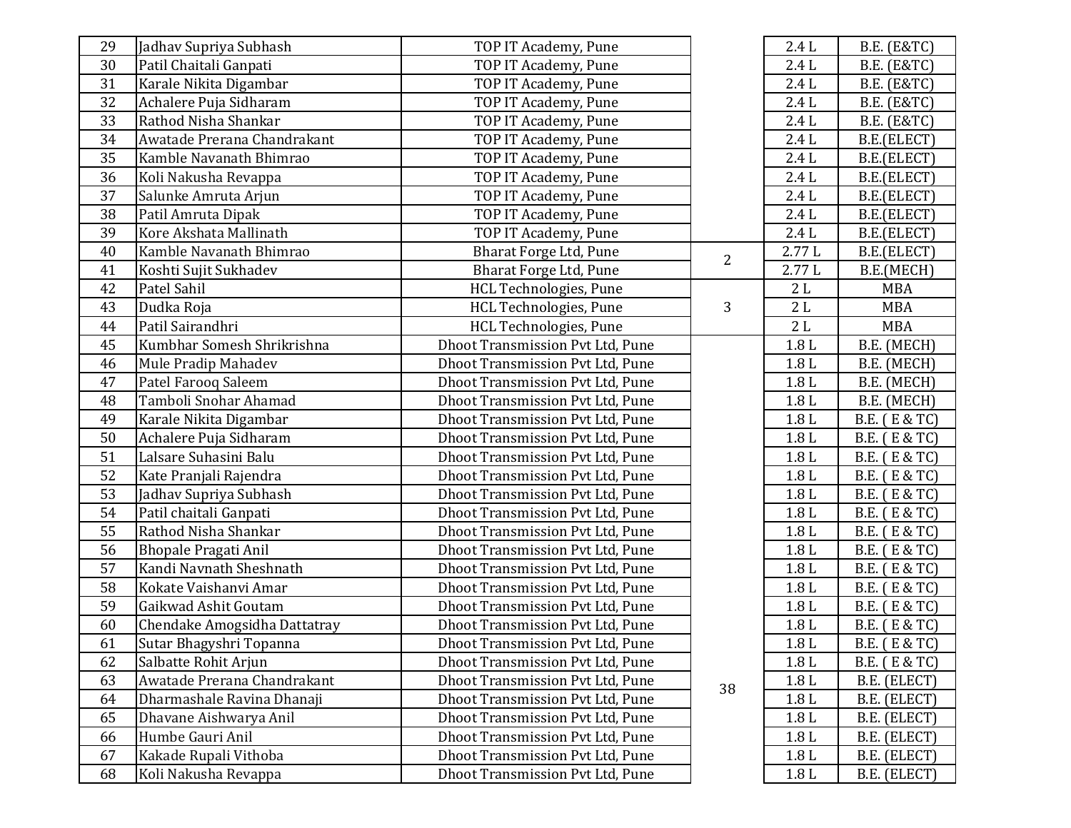| | | | | | |
|---|---|---|---|---|---|
| 29 | Jadhav Supriya Subhash | TOP IT Academy, Pune | | 2.4 L | B.E. (E&TC) |
| 30 | Patil Chaitali Ganpati | TOP IT Academy, Pune | | 2.4 L | B.E. (E&TC) |
| 31 | Karale Nikita Digambar | TOP IT Academy, Pune | | 2.4 L | B.E. (E&TC) |
| 32 | Achalere Puja Sidharam | TOP IT Academy, Pune | | 2.4 L | B.E. (E&TC) |
| 33 | Rathod Nisha Shankar | TOP IT Academy, Pune | | 2.4 L | B.E. (E&TC) |
| 34 | Awatade Prerana Chandrakant | TOP IT Academy, Pune | | 2.4 L | B.E.(ELECT) |
| 35 | Kamble Navanath Bhimrao | TOP IT Academy, Pune | | 2.4 L | B.E.(ELECT) |
| 36 | Koli Nakusha Revappa | TOP IT Academy, Pune | | 2.4 L | B.E.(ELECT) |
| 37 | Salunke Amruta Arjun | TOP IT Academy, Pune | | 2.4 L | B.E.(ELECT) |
| 38 | Patil Amruta Dipak | TOP IT Academy, Pune | | 2.4 L | B.E.(ELECT) |
| 39 | Kore Akshata Mallinath | TOP IT Academy, Pune | | 2.4 L | B.E.(ELECT) |
| 40 | Kamble Navanath Bhimrao | Bharat Forge Ltd, Pune | 2 | 2.77 L | B.E.(ELECT) |
| 41 | Koshti Sujit Sukhadev | Bharat Forge Ltd, Pune | | 2.77 L | B.E.(MECH) |
| 42 | Patel Sahil | HCL Technologies, Pune | 3 | 2 L | MBA |
| 43 | Dudka Roja | HCL Technologies, Pune | | 2 L | MBA |
| 44 | Patil Sairandhri | HCL Technologies, Pune | | 2 L | MBA |
| 45 | Kumbhar Somesh Shrikrishna | Dhoot Transmission Pvt Ltd, Pune | 38 | 1.8 L | B.E. (MECH) |
| 46 | Mule Pradip Mahadev | Dhoot Transmission Pvt Ltd, Pune | | 1.8 L | B.E. (MECH) |
| 47 | Patel Farooq Saleem | Dhoot Transmission Pvt Ltd, Pune | | 1.8 L | B.E. (MECH) |
| 48 | Tamboli Snohar Ahamad | Dhoot Transmission Pvt Ltd, Pune | | 1.8 L | B.E. (MECH) |
| 49 | Karale Nikita Digambar | Dhoot Transmission Pvt Ltd, Pune | | 1.8 L | B.E. ( E & TC) |
| 50 | Achalere Puja Sidharam | Dhoot Transmission Pvt Ltd, Pune | | 1.8 L | B.E. ( E & TC) |
| 51 | Lalsare Suhasini Balu | Dhoot Transmission Pvt Ltd, Pune | | 1.8 L | B.E. ( E & TC) |
| 52 | Kate Pranjali Rajendra | Dhoot Transmission Pvt Ltd, Pune | | 1.8 L | B.E. ( E & TC) |
| 53 | Jadhav Supriya Subhash | Dhoot Transmission Pvt Ltd, Pune | | 1.8 L | B.E. ( E & TC) |
| 54 | Patil chaitali Ganpati | Dhoot Transmission Pvt Ltd, Pune | | 1.8 L | B.E. ( E & TC) |
| 55 | Rathod Nisha Shankar | Dhoot Transmission Pvt Ltd, Pune | | 1.8 L | B.E. ( E & TC) |
| 56 | Bhopale Pragati Anil | Dhoot Transmission Pvt Ltd, Pune | | 1.8 L | B.E. ( E & TC) |
| 57 | Kandi Navnath Sheshnath | Dhoot Transmission Pvt Ltd, Pune | | 1.8 L | B.E. ( E & TC) |
| 58 | Kokate Vaishanvi Amar | Dhoot Transmission Pvt Ltd, Pune | | 1.8 L | B.E. ( E & TC) |
| 59 | Gaikwad Ashit Goutam | Dhoot Transmission Pvt Ltd, Pune | | 1.8 L | B.E. ( E & TC) |
| 60 | Chendake Amogsidha Dattatray | Dhoot Transmission Pvt Ltd, Pune | | 1.8 L | B.E. ( E & TC) |
| 61 | Sutar Bhagyshri Topanna | Dhoot Transmission Pvt Ltd, Pune | | 1.8 L | B.E. ( E & TC) |
| 62 | Salbatte Rohit Arjun | Dhoot Transmission Pvt Ltd, Pune | | 1.8 L | B.E. ( E & TC) |
| 63 | Awatade Prerana Chandrakant | Dhoot Transmission Pvt Ltd, Pune | | 1.8 L | B.E. (ELECT) |
| 64 | Dharmashale Ravina Dhanaji | Dhoot Transmission Pvt Ltd, Pune | | 1.8 L | B.E. (ELECT) |
| 65 | Dhavane Aishwarya Anil | Dhoot Transmission Pvt Ltd, Pune | | 1.8 L | B.E. (ELECT) |
| 66 | Humbe Gauri Anil | Dhoot Transmission Pvt Ltd, Pune | | 1.8 L | B.E. (ELECT) |
| 67 | Kakade Rupali Vithoba | Dhoot Transmission Pvt Ltd, Pune | | 1.8 L | B.E. (ELECT) |
| 68 | Koli Nakusha Revappa | Dhoot Transmission Pvt Ltd, Pune | | 1.8 L | B.E. (ELECT) |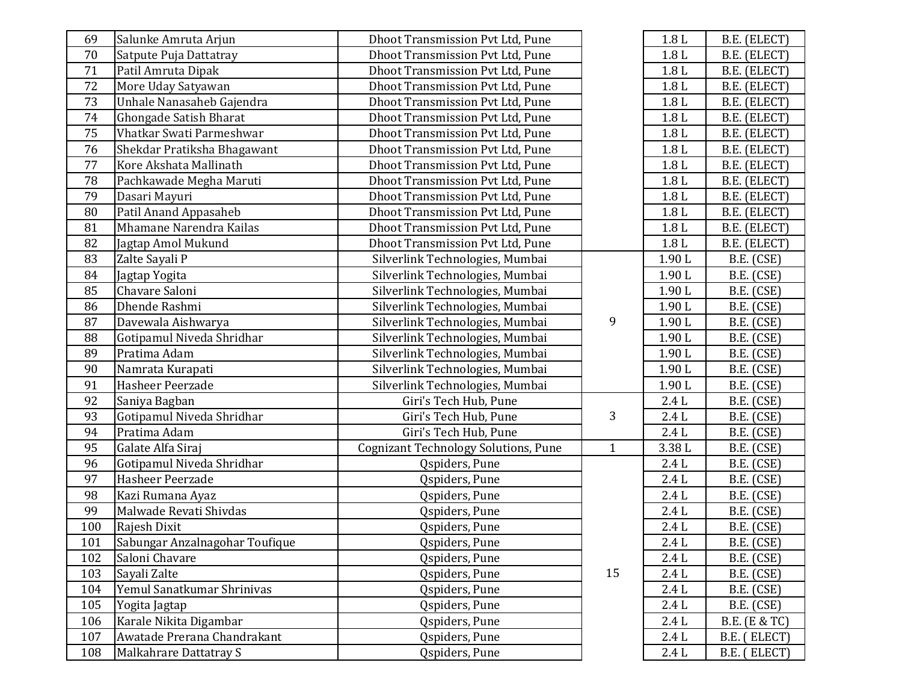| | | | | | |
|---|---|---|---|---|---|
| 69 | Salunke Amruta Arjun | Dhoot Transmission Pvt Ltd, Pune | | 1.8 L | B.E. (ELECT) |
| 70 | Satpute Puja Dattatray | Dhoot Transmission Pvt Ltd, Pune | | 1.8 L | B.E. (ELECT) |
| 71 | Patil Amruta Dipak | Dhoot Transmission Pvt Ltd, Pune | | 1.8 L | B.E. (ELECT) |
| 72 | More Uday Satyawan | Dhoot Transmission Pvt Ltd, Pune | | 1.8 L | B.E. (ELECT) |
| 73 | Unhale Nanasaheb Gajendra | Dhoot Transmission Pvt Ltd, Pune | | 1.8 L | B.E. (ELECT) |
| 74 | Ghongade Satish Bharat | Dhoot Transmission Pvt Ltd, Pune | | 1.8 L | B.E. (ELECT) |
| 75 | Vhatkar Swati Parmeshwar | Dhoot Transmission Pvt Ltd, Pune | | 1.8 L | B.E. (ELECT) |
| 76 | Shekdar Pratiksha Bhagawant | Dhoot Transmission Pvt Ltd, Pune | | 1.8 L | B.E. (ELECT) |
| 77 | Kore Akshata Mallinath | Dhoot Transmission Pvt Ltd, Pune | | 1.8 L | B.E. (ELECT) |
| 78 | Pachkawade Megha Maruti | Dhoot Transmission Pvt Ltd, Pune | | 1.8 L | B.E. (ELECT) |
| 79 | Dasari Mayuri | Dhoot Transmission Pvt Ltd, Pune | | 1.8 L | B.E. (ELECT) |
| 80 | Patil Anand Appasaheb | Dhoot Transmission Pvt Ltd, Pune | | 1.8 L | B.E. (ELECT) |
| 81 | Mhamane Narendra Kailas | Dhoot Transmission Pvt Ltd, Pune | | 1.8 L | B.E. (ELECT) |
| 82 | Jagtap Amol Mukund | Dhoot Transmission Pvt Ltd, Pune | | 1.8 L | B.E. (ELECT) |
| 83 | Zalte Sayali P | Silverlink Technologies, Mumbai | 9 | 1.90 L | B.E. (CSE) |
| 84 | Jagtap Yogita | Silverlink Technologies, Mumbai | | 1.90 L | B.E. (CSE) |
| 85 | Chavare Saloni | Silverlink Technologies, Mumbai | | 1.90 L | B.E. (CSE) |
| 86 | Dhende Rashmi | Silverlink Technologies, Mumbai | | 1.90 L | B.E. (CSE) |
| 87 | Davewala Aishwarya | Silverlink Technologies, Mumbai | | 1.90 L | B.E. (CSE) |
| 88 | Gotipamul Niveda Shridhar | Silverlink Technologies, Mumbai | | 1.90 L | B.E. (CSE) |
| 89 | Pratima Adam | Silverlink Technologies, Mumbai | | 1.90 L | B.E. (CSE) |
| 90 | Namrata Kurapati | Silverlink Technologies, Mumbai | | 1.90 L | B.E. (CSE) |
| 91 | Hasheer Peerzade | Silverlink Technologies, Mumbai | | 1.90 L | B.E. (CSE) |
| 92 | Saniya Bagban | Giri's Tech Hub, Pune | 3 | 2.4 L | B.E. (CSE) |
| 93 | Gotipamul Niveda Shridhar | Giri's Tech Hub, Pune | | 2.4 L | B.E. (CSE) |
| 94 | Pratima Adam | Giri's Tech Hub, Pune | | 2.4 L | B.E. (CSE) |
| 95 | Galate Alfa Siraj | Cognizant Technology Solutions, Pune | 1 | 3.38 L | B.E. (CSE) |
| 96 | Gotipamul Niveda Shridhar | Qspiders, Pune | 15 | 2.4 L | B.E. (CSE) |
| 97 | Hasheer Peerzade | Qspiders, Pune | | 2.4 L | B.E. (CSE) |
| 98 | Kazi Rumana Ayaz | Qspiders, Pune | | 2.4 L | B.E. (CSE) |
| 99 | Malwade Revati Shivdas | Qspiders, Pune | | 2.4 L | B.E. (CSE) |
| 100 | Rajesh Dixit | Qspiders, Pune | | 2.4 L | B.E. (CSE) |
| 101 | Sabungar Anzalnagohar Toufique | Qspiders, Pune | | 2.4 L | B.E. (CSE) |
| 102 | Saloni Chavare | Qspiders, Pune | | 2.4 L | B.E. (CSE) |
| 103 | Sayali Zalte | Qspiders, Pune | | 2.4 L | B.E. (CSE) |
| 104 | Yemul Sanatkumar Shrinivas | Qspiders, Pune | | 2.4 L | B.E. (CSE) |
| 105 | Yogita Jagtap | Qspiders, Pune | | 2.4 L | B.E. (CSE) |
| 106 | Karale Nikita Digambar | Qspiders, Pune | | 2.4 L | B.E. (E & TC) |
| 107 | Awatade Prerana Chandrakant | Qspiders, Pune | | 2.4 L | B.E. ( ELECT) |
| 108 | Malkahrare Dattatray S | Qspiders, Pune | | 2.4 L | B.E. ( ELECT) |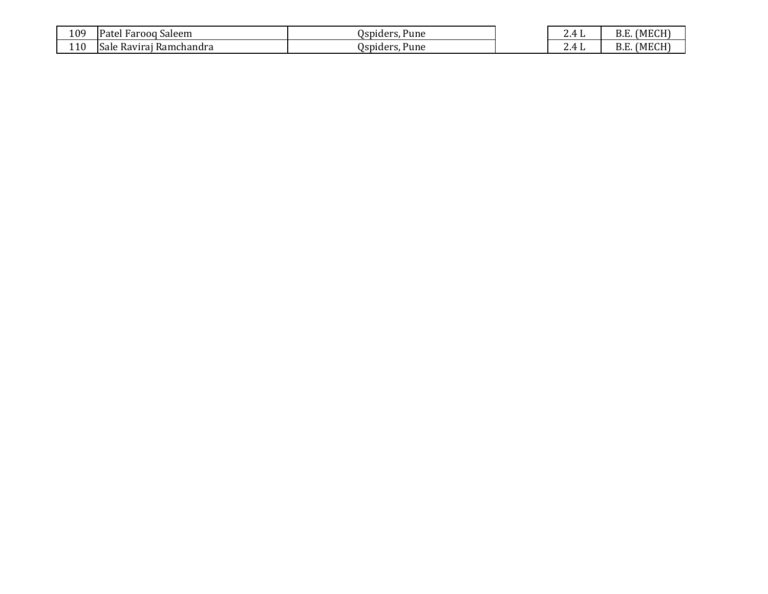| | | | | | |
|---|---|---|---|---|---|
| 109 | Patel Farooq Saleem | Qspiders, Pune | | 2.4 L | B.E. (MECH) |
| 110 | Sale Raviraj Ramchandra | Qspiders, Pune | | 2.4 L | B.E. (MECH) |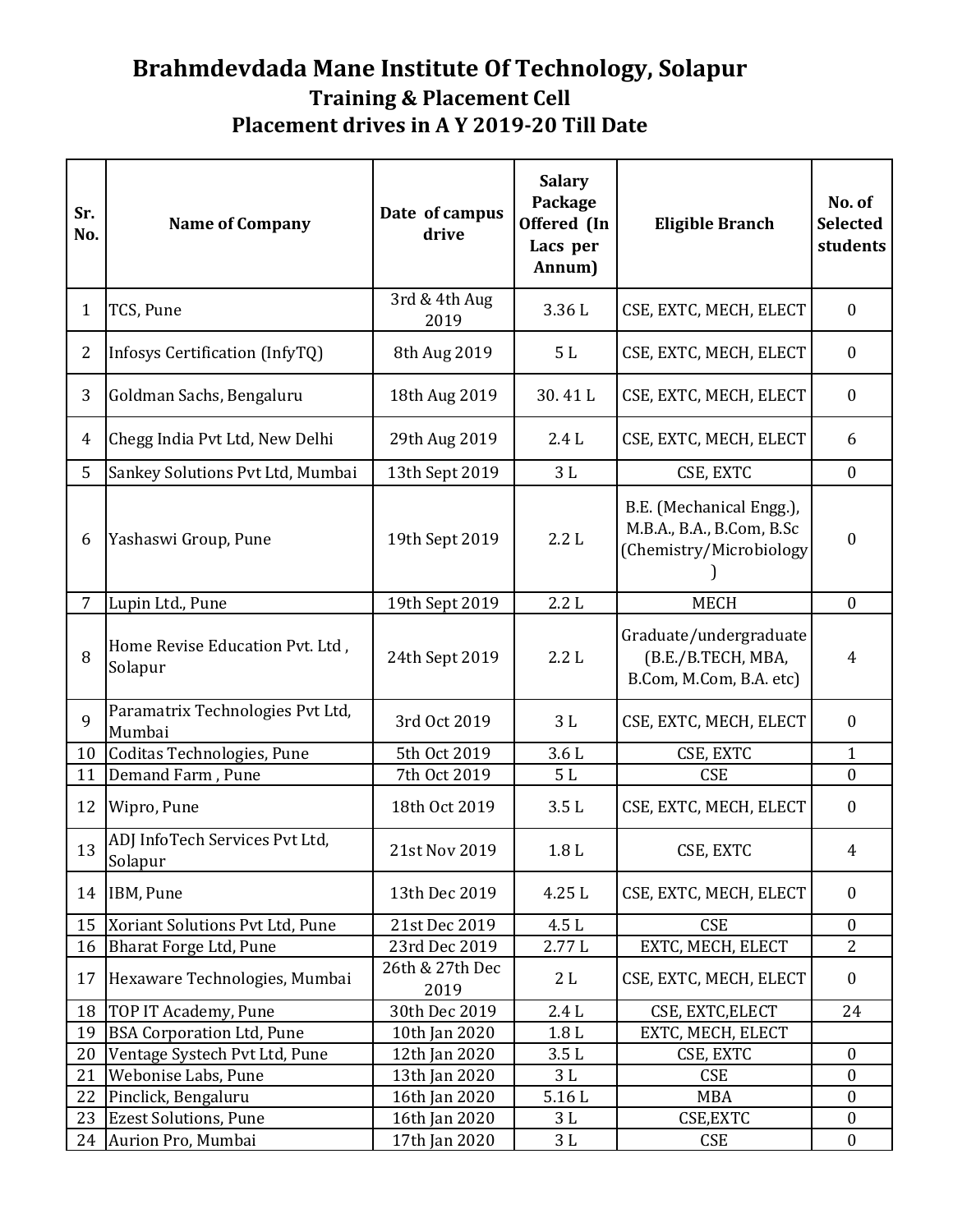# Brahmdevdada Mane Institute Of Technology, Solapur

## Training & Placement Cell

## Placement drives in A Y 2019-20 Till Date

| Sr. No. | Name of Company | Date of campus drive | Salary Package Offered (In Lacs per Annum) | Eligible Branch | No. of Selected students |
|---|---|---|---|---|---|
| 1 | TCS, Pune | 3rd & 4th Aug 2019 | 3.36 L | CSE, EXTC, MECH, ELECT | 0 |
| 2 | Infosys Certification (InfyTQ) | 8th Aug 2019 | 5 L | CSE, EXTC, MECH, ELECT | 0 |
| 3 | Goldman Sachs, Bengaluru | 18th Aug 2019 | 30. 41 L | CSE, EXTC, MECH, ELECT | 0 |
| 4 | Chegg India Pvt Ltd, New Delhi | 29th Aug 2019 | 2.4 L | CSE, EXTC, MECH, ELECT | 6 |
| 5 | Sankey Solutions Pvt Ltd, Mumbai | 13th Sept 2019 | 3 L | CSE, EXTC | 0 |
| 6 | Yashaswi Group, Pune | 19th Sept 2019 | 2.2 L | B.E. (Mechanical Engg.), M.B.A., B.A., B.Com, B.Sc (Chemistry/Microbiology) | 0 |
| 7 | Lupin Ltd., Pune | 19th Sept 2019 | 2.2 L | MECH | 0 |
| 8 | Home Revise Education Pvt. Ltd , Solapur | 24th Sept 2019 | 2.2 L | Graduate/undergraduate (B.E./B.TECH, MBA, B.Com, M.Com, B.A. etc) | 4 |
| 9 | Paramatrix Technologies Pvt Ltd, Mumbai | 3rd Oct 2019 | 3 L | CSE, EXTC, MECH, ELECT | 0 |
| 10 | Coditas Technologies, Pune | 5th Oct 2019 | 3.6 L | CSE, EXTC | 1 |
| 11 | Demand Farm , Pune | 7th Oct 2019 | 5 L | CSE | 0 |
| 12 | Wipro, Pune | 18th Oct 2019 | 3.5 L | CSE, EXTC, MECH, ELECT | 0 |
| 13 | ADJ InfoTech Services Pvt Ltd, Solapur | 21st Nov 2019 | 1.8 L | CSE, EXTC | 4 |
| 14 | IBM, Pune | 13th Dec 2019 | 4.25 L | CSE, EXTC, MECH, ELECT | 0 |
| 15 | Xoriant Solutions Pvt Ltd, Pune | 21st Dec 2019 | 4.5 L | CSE | 0 |
| 16 | Bharat Forge Ltd, Pune | 23rd Dec 2019 | 2.77 L | EXTC, MECH, ELECT | 2 |
| 17 | Hexaware Technologies, Mumbai | 26th & 27th Dec 2019 | 2 L | CSE, EXTC, MECH, ELECT | 0 |
| 18 | TOP IT Academy, Pune | 30th Dec 2019 | 2.4 L | CSE, EXTC,ELECT | 24 |
| 19 | BSA Corporation Ltd, Pune | 10th Jan 2020 | 1.8 L | EXTC, MECH, ELECT | |
| 20 | Ventage Systech Pvt Ltd, Pune | 12th Jan 2020 | 3.5 L | CSE, EXTC | 0 |
| 21 | Webonise Labs, Pune | 13th Jan 2020 | 3 L | CSE | 0 |
| 22 | Pinclick, Bengaluru | 16th Jan 2020 | 5.16 L | MBA | 0 |
| 23 | Ezest Solutions, Pune | 16th Jan 2020 | 3 L | CSE,EXTC | 0 |
| 24 | Aurion Pro, Mumbai | 17th Jan 2020 | 3 L | CSE | 0 |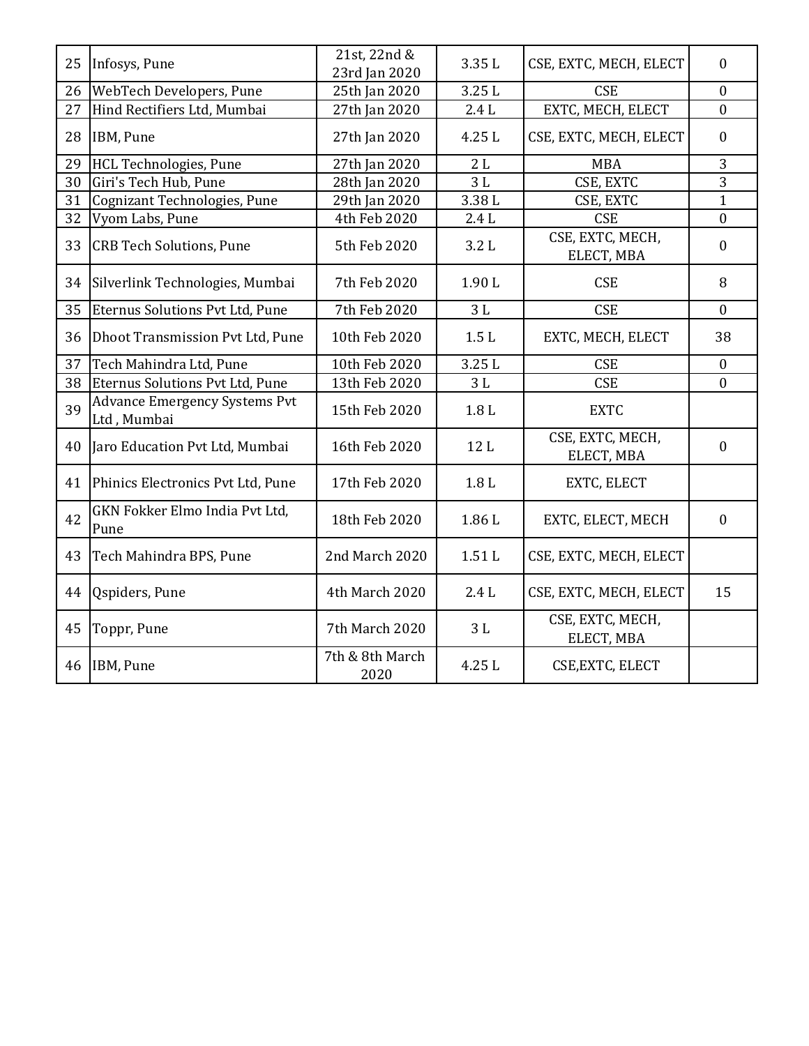| 25 | Infosys, Pune | 21st, 22nd & 23rd Jan 2020 | 3.35 L | CSE, EXTC, MECH, ELECT | 0 |
|---|---|---|---|---|---|
| 26 | WebTech Developers, Pune | 25th Jan 2020 | 3.25 L | CSE | 0 |
| 27 | Hind Rectifiers Ltd, Mumbai | 27th Jan 2020 | 2.4 L | EXTC, MECH, ELECT | 0 |
| 28 | IBM, Pune | 27th Jan 2020 | 4.25 L | CSE, EXTC, MECH, ELECT | 0 |
| 29 | HCL Technologies, Pune | 27th Jan 2020 | 2 L | MBA | 3 |
| 30 | Giri's Tech Hub, Pune | 28th Jan 2020 | 3 L | CSE, EXTC | 3 |
| 31 | Cognizant Technologies, Pune | 29th Jan 2020 | 3.38 L | CSE, EXTC | 1 |
| 32 | Vyom Labs, Pune | 4th Feb 2020 | 2.4 L | CSE | 0 |
| 33 | CRB Tech Solutions, Pune | 5th Feb 2020 | 3.2 L | CSE, EXTC, MECH, ELECT, MBA | 0 |
| 34 | Silverlink Technologies, Mumbai | 7th Feb 2020 | 1.90 L | CSE | 8 |
| 35 | Eternus Solutions Pvt Ltd, Pune | 7th Feb 2020 | 3 L | CSE | 0 |
| 36 | Dhoot Transmission Pvt Ltd, Pune | 10th Feb 2020 | 1.5 L | EXTC, MECH, ELECT | 38 |
| 37 | Tech Mahindra Ltd, Pune | 10th Feb 2020 | 3.25 L | CSE | 0 |
| 38 | Eternus Solutions Pvt Ltd, Pune | 13th Feb 2020 | 3 L | CSE | 0 |
| 39 | Advance Emergency Systems Pvt Ltd , Mumbai | 15th Feb 2020 | 1.8 L | EXTC | |
| 40 | Jaro Education Pvt Ltd, Mumbai | 16th Feb 2020 | 12 L | CSE, EXTC, MECH, ELECT, MBA | 0 |
| 41 | Phinics Electronics Pvt Ltd, Pune | 17th Feb 2020 | 1.8 L | EXTC, ELECT | |
| 42 | GKN Fokker Elmo India Pvt Ltd, Pune | 18th Feb 2020 | 1.86 L | EXTC, ELECT, MECH | 0 |
| 43 | Tech Mahindra BPS, Pune | 2nd March 2020 | 1.51 L | CSE, EXTC, MECH, ELECT | |
| 44 | Qspiders, Pune | 4th March 2020 | 2.4 L | CSE, EXTC, MECH, ELECT | 15 |
| 45 | Toppr, Pune | 7th March 2020 | 3 L | CSE, EXTC, MECH, ELECT, MBA | |
| 46 | IBM, Pune | 7th & 8th March 2020 | 4.25 L | CSE,EXTC, ELECT | |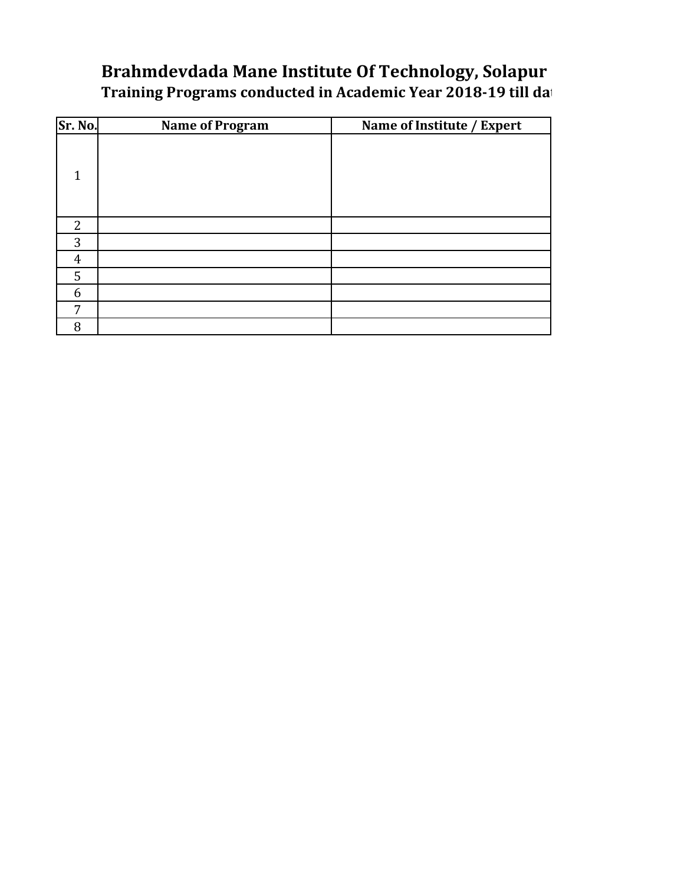# Brahmdevdada Mane Institute Of Technology, Solapur

## Training Programs conducted in Academic Year 2018-19 till dat

| Sr. No. | Name of Program | Name of Institute / Expert |
|---|---|---|
| 1 | | |
| 2 | | |
| 3 | | |
| 4 | | |
| 5 | | |
| 6 | | |
| 7 | | |
| 8 | | |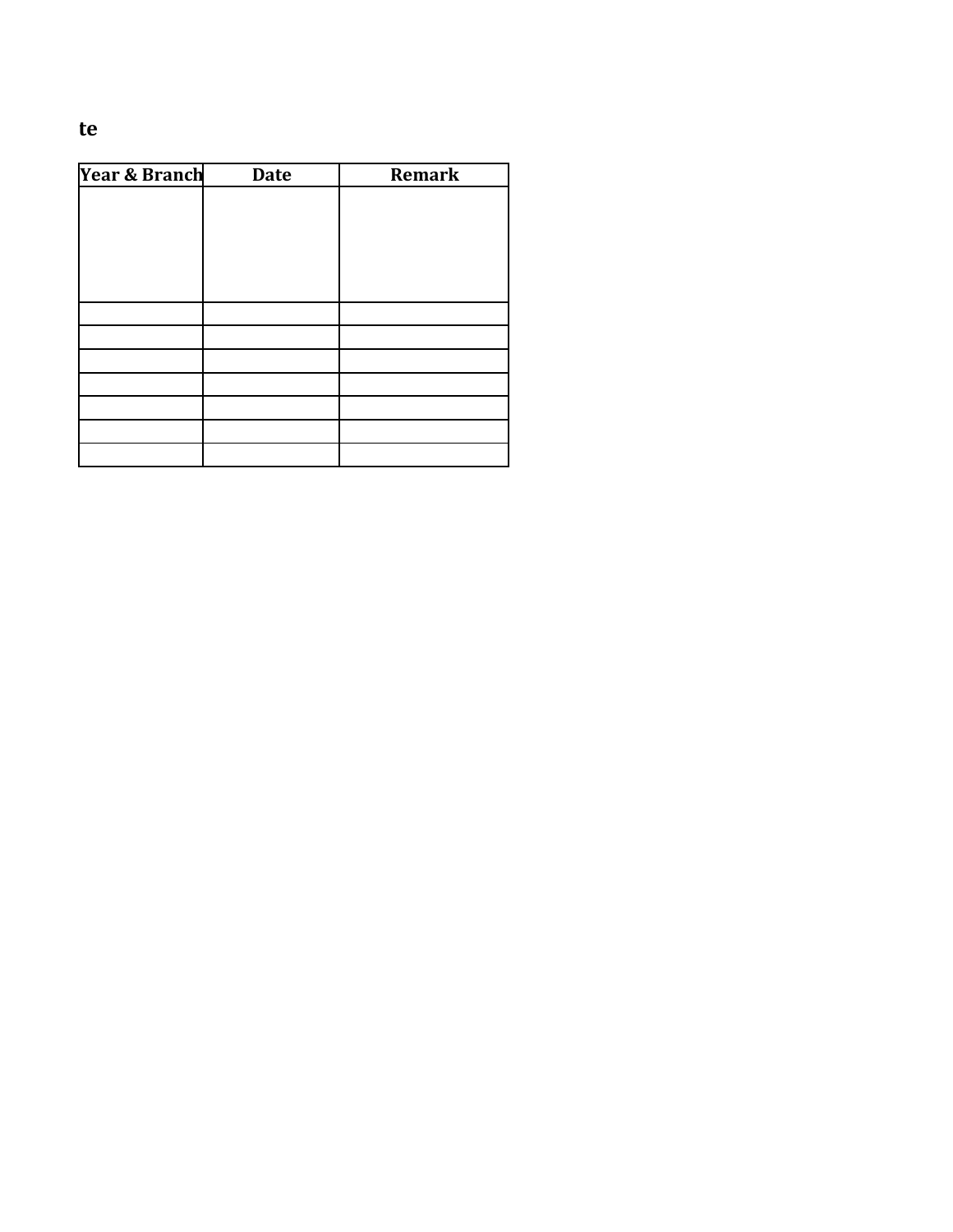**te**

| Year & Branch | Date | Remark |
|---|---|---|
| | | |
| | | |
| | | |
| | | |
| | | |
| | | |
| | | |
| | | |